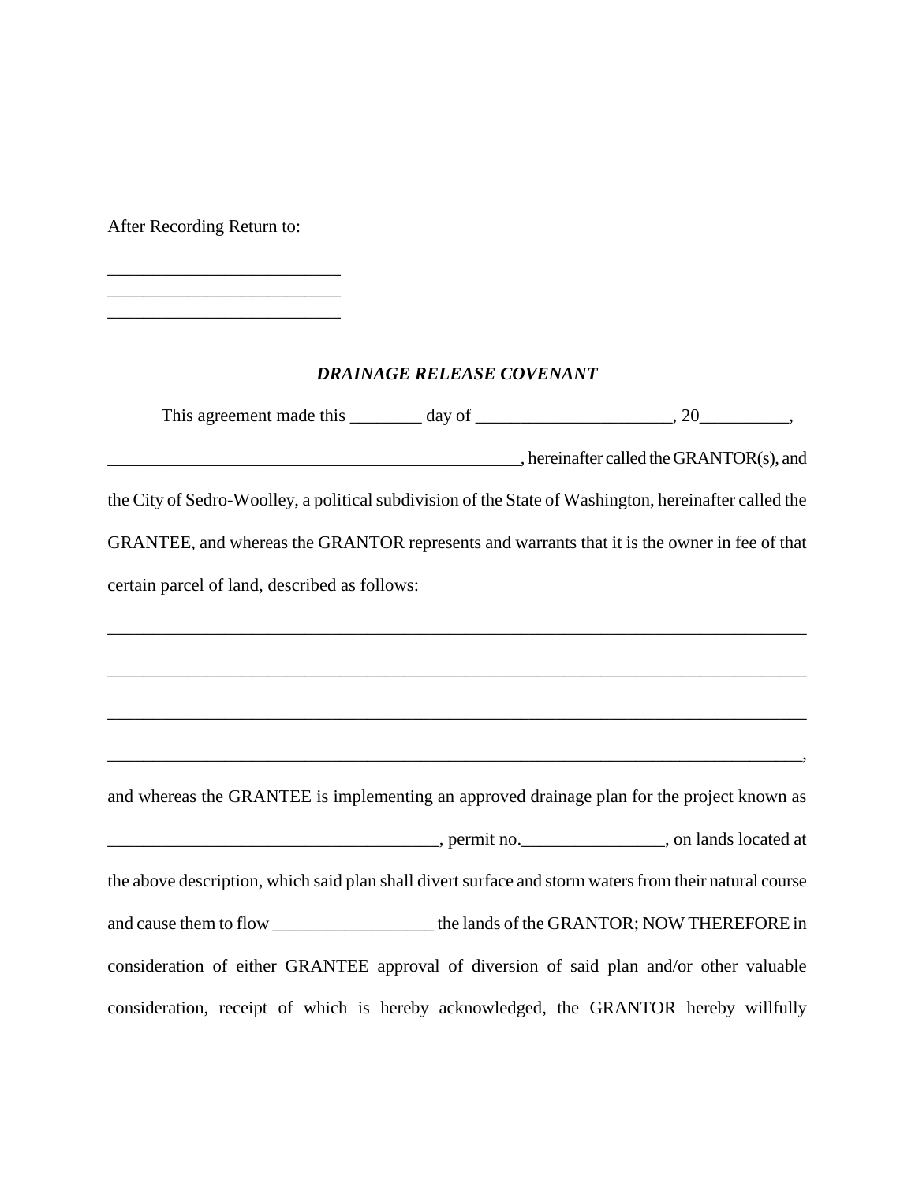After Recording Return to:

__________________________
__________________________
__________________________

***DRAINAGE RELEASE COVENANT***

This agreement made this ________ day of ______________________, 20__________, ________________________________________________, hereinafter called the GRANTOR(s), and the City of Sedro-Woolley, a political subdivision of the State of Washington, hereinafter called the GRANTEE, and whereas the GRANTOR represents and warrants that it is the owner in fee of that certain parcel of land, described as follows:

______________________________________________________________________________

______________________________________________________________________________

______________________________________________________________________________

______________________________________________________________________________,

and whereas the GRANTEE is implementing an approved drainage plan for the project known as _____________________________________, permit no.________________, on lands located at the above description, which said plan shall divert surface and storm waters from their natural course and cause them to flow __________________ the lands of the GRANTOR; NOW THEREFORE in consideration of either GRANTEE approval of diversion of said plan and/or other valuable consideration, receipt of which is hereby acknowledged, the GRANTOR hereby willfully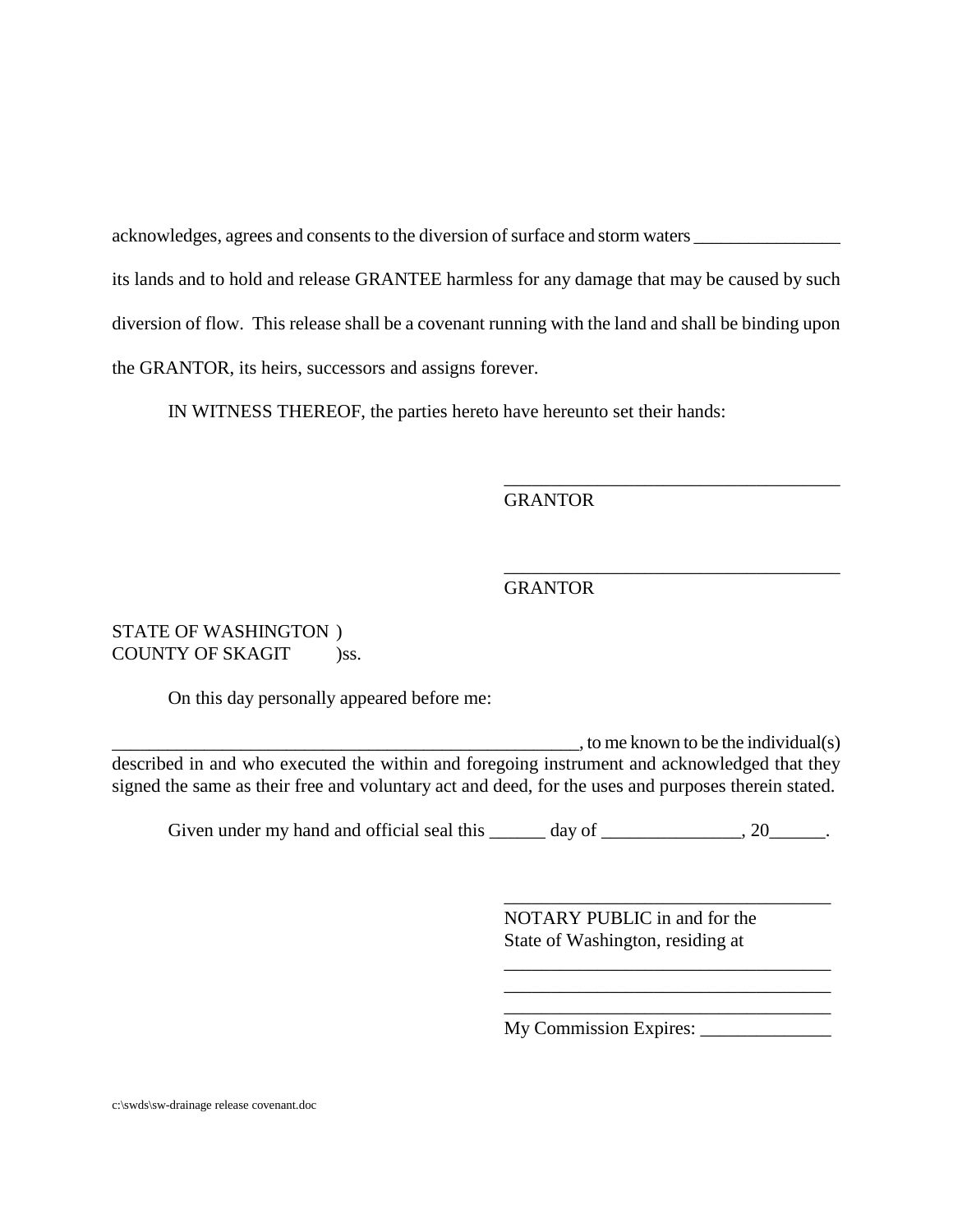acknowledges, agrees and consents to the diversion of surface and storm waters ________________ its lands and to hold and release GRANTEE harmless for any damage that may be caused by such diversion of flow. This release shall be a covenant running with the land and shall be binding upon the GRANTOR, its heirs, successors and assigns forever.

IN WITNESS THEREOF, the parties hereto have hereunto set their hands:

_____________________________________
GRANTOR

_____________________________________
GRANTOR

STATE OF WASHINGTON )
COUNTY OF SKAGIT )ss.

On this day personally appeared before me:

_____________________________________________________, to me known to be the individual(s) described in and who executed the within and foregoing instrument and acknowledged that they signed the same as their free and voluntary act and deed, for the uses and purposes therein stated.

Given under my hand and official seal this ______ day of _______________, 20______.

___________________________________
NOTARY PUBLIC in and for the
State of Washington, residing at
___________________________________
___________________________________
___________________________________
My Commission Expires: ______________

c:\swds\sw-drainage release covenant.doc